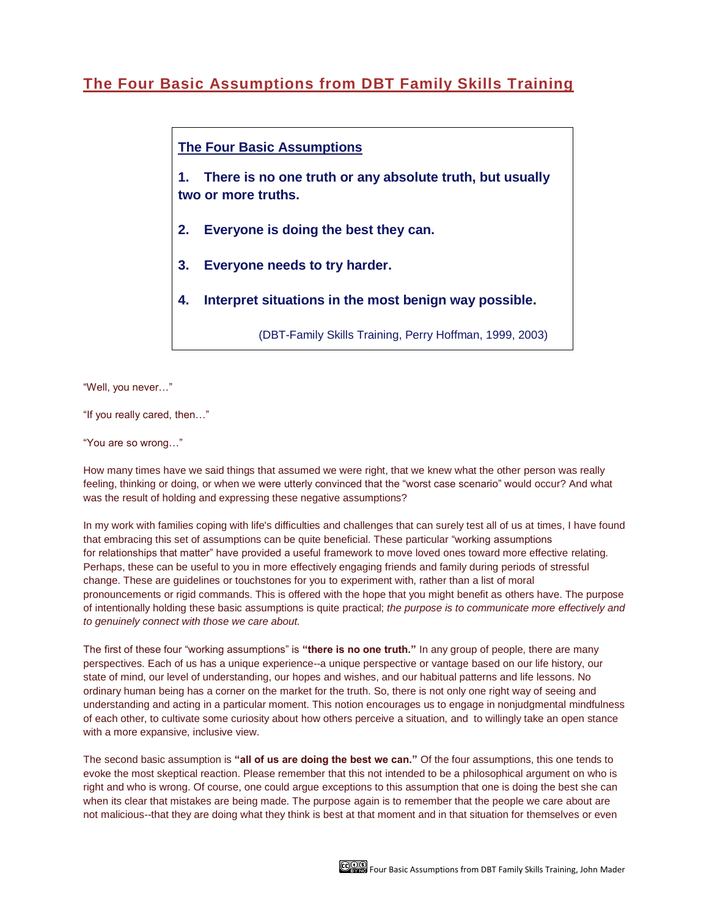# The Four Basic Assumptions from DBT Family Skills Training

## The Four Basic Assumptions

**1. There is no one truth or any absolute truth, but usually two or more truths.**

**2. Everyone is doing the best they can.**

**3. Everyone needs to try harder.**

**4. Interpret situations in the most benign way possible.**

(DBT-Family Skills Training, Perry Hoffman, 1999, 2003)

"Well, you never…"

"If you really cared, then…"

"You are so wrong…"

How many times have we said things that assumed we were right, that we knew what the other person was really feeling, thinking or doing, or when we were utterly convinced that the "worst case scenario" would occur? And what was the result of holding and expressing these negative assumptions?

In my work with families coping with life's difficulties and challenges that can surely test all of us at times, I have found that embracing this set of assumptions can be quite beneficial. These particular "working assumptions for relationships that matter" have provided a useful framework to move loved ones toward more effective relating. Perhaps, these can be useful to you in more effectively engaging friends and family during periods of stressful change. These are guidelines or touchstones for you to experiment with, rather than a list of moral pronouncements or rigid commands. This is offered with the hope that you might benefit as others have. The purpose of intentionally holding these basic assumptions is quite practical; *the purpose is to communicate more effectively and to genuinely connect with those we care about.*

The first of these four "working assumptions" is **"there is no one truth."** In any group of people, there are many perspectives. Each of us has a unique experience--a unique perspective or vantage based on our life history, our state of mind, our level of understanding, our hopes and wishes, and our habitual patterns and life lessons. No ordinary human being has a corner on the market for the truth. So, there is not only one right way of seeing and understanding and acting in a particular moment. This notion encourages us to engage in nonjudgmental mindfulness of each other, to cultivate some curiosity about how others perceive a situation, and to willingly take an open stance with a more expansive, inclusive view.

The second basic assumption is **"all of us are doing the best we can."** Of the four assumptions, this one tends to evoke the most skeptical reaction. Please remember that this not intended to be a philosophical argument on who is right and who is wrong. Of course, one could argue exceptions to this assumption that one is doing the best she can when its clear that mistakes are being made. The purpose again is to remember that the people we care about are not malicious--that they are doing what they think is best at that moment and in that situation for themselves or even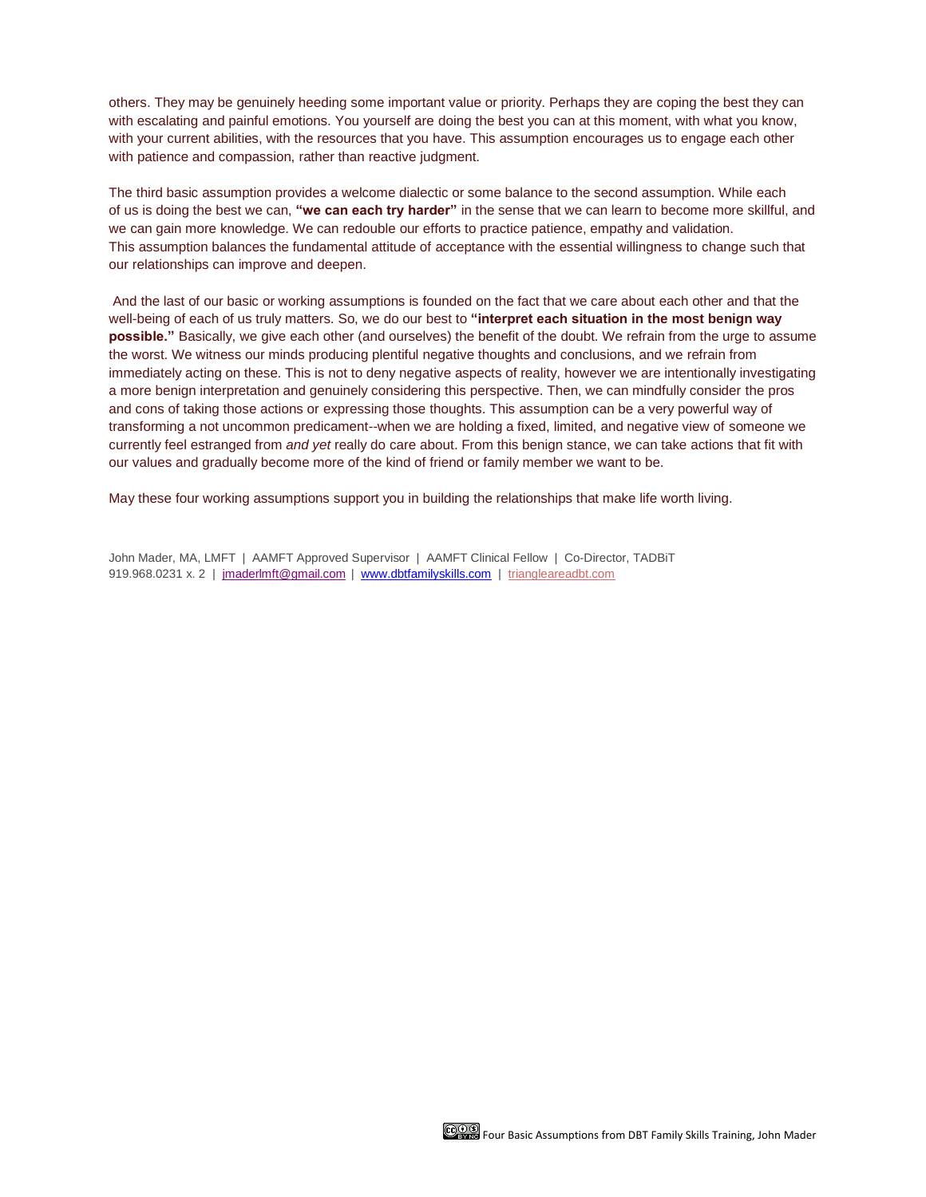others. They may be genuinely heeding some important value or priority. Perhaps they are coping the best they can with escalating and painful emotions. You yourself are doing the best you can at this moment, with what you know, with your current abilities, with the resources that you have. This assumption encourages us to engage each other with patience and compassion, rather than reactive judgment.

The third basic assumption provides a welcome dialectic or some balance to the second assumption. While each of us is doing the best we can, **"we can each try harder"** in the sense that we can learn to become more skillful, and we can gain more knowledge. We can redouble our efforts to practice patience, empathy and validation. This assumption balances the fundamental attitude of acceptance with the essential willingness to change such that our relationships can improve and deepen.

And the last of our basic or working assumptions is founded on the fact that we care about each other and that the well-being of each of us truly matters. So, we do our best to **"interpret each situation in the most benign way possible."** Basically, we give each other (and ourselves) the benefit of the doubt. We refrain from the urge to assume the worst. We witness our minds producing plentiful negative thoughts and conclusions, and we refrain from immediately acting on these. This is not to deny negative aspects of reality, however we are intentionally investigating a more benign interpretation and genuinely considering this perspective. Then, we can mindfully consider the pros and cons of taking those actions or expressing those thoughts. This assumption can be a very powerful way of transforming a not uncommon predicament--when we are holding a fixed, limited, and negative view of someone we currently feel estranged from *and yet* really do care about. From this benign stance, we can take actions that fit with our values and gradually become more of the kind of friend or family member we want to be.

May these four working assumptions support you in building the relationships that make life worth living.

John Mader, MA, LMFT | AAMFT Approved Supervisor | AAMFT Clinical Fellow | Co-Director, TADBiT
919.968.0231 x. 2 | jmaderlmft@gmail.com | www.dbtfamilyskills.com | triangleareadbt.com

Four Basic Assumptions from DBT Family Skills Training, John Mader